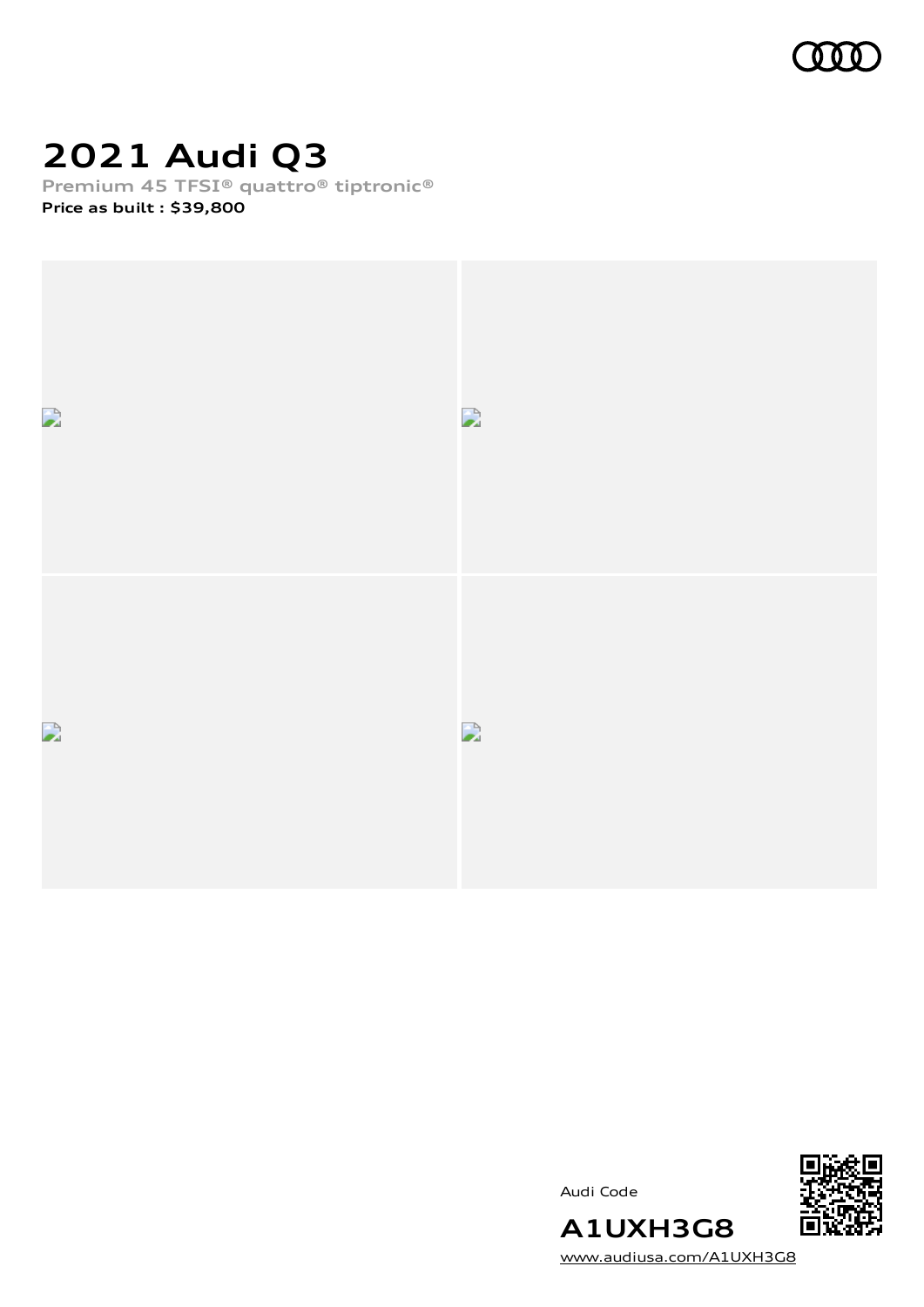# 2021 Audi Q3

**Premium 45 TFSI® quattro® tiptronic®**

**Price as built : $39,800**

Audi Code

**A1UXH3G8**

www.audiusa.com/A1UXH3G8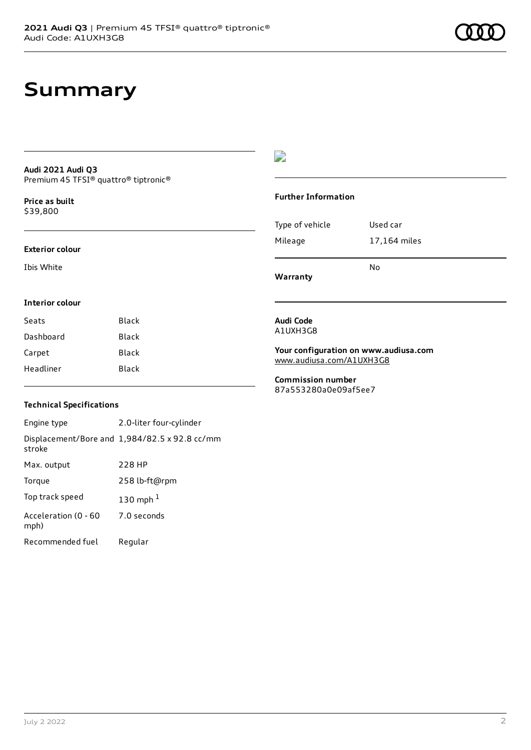# Summary

**Audi 2021 Audi Q3**
Premium 45 TFSI® quattro® tiptronic®

**Price as built**
$39,800

### Exterior colour

Ibis White

### Interior colour

| | |
|---|---|
| Seats | Black |
| Dashboard | Black |
| Carpet | Black |
| Headliner | Black |

### Technical Specifications

| | |
|---|---|
| Engine type | 2.0-liter four-cylinder |
| Displacement/Bore and stroke | 1,984/82.5 x 92.8 cc/mm |
| Max. output | 228 HP |
| Torque | 258 lb-ft@rpm |
| Top track speed | 130 mph [1] |
| Acceleration (0 - 60 mph) | 7.0 seconds |
| Recommended fuel | Regular |

### Further Information

| | |
|---|---|
| Type of vehicle | Used car |
| Mileage | 17,164 miles |
| Warranty | No |

**Audi Code**
A1UXH3G8

**Your configuration on www.audiusa.com**
www.audiusa.com/A1UXH3G8

**Commission number**
87a553280a0e09af5ee7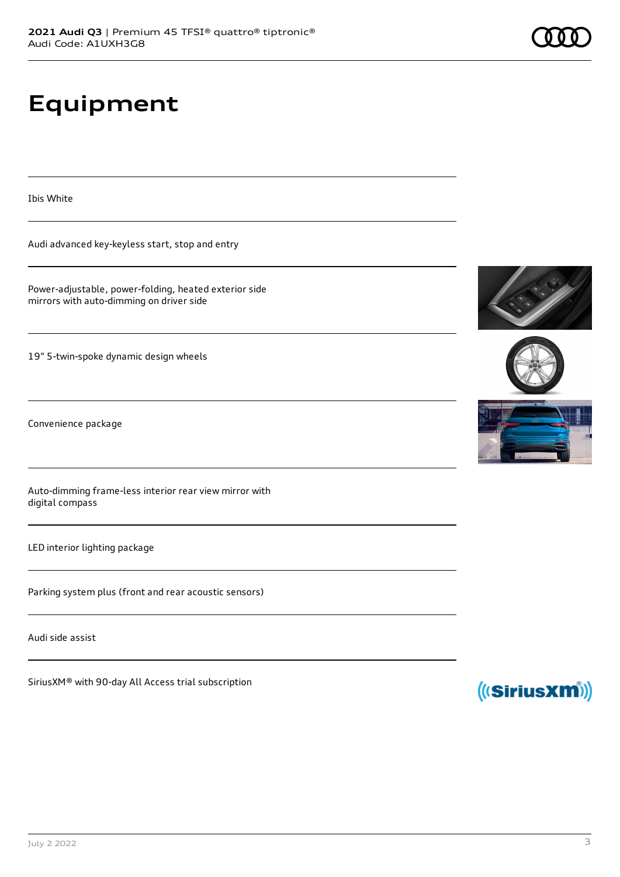# Equipment

Ibis White

Audi advanced key-keyless start, stop and entry

Power-adjustable, power-folding, heated exterior side mirrors with auto-dimming on driver side

19" 5-twin-spoke dynamic design wheels

Convenience package

Auto-dimming frame-less interior rear view mirror with digital compass

LED interior lighting package

Parking system plus (front and rear acoustic sensors)

Audi side assist

SiriusXM® with 90-day All Access trial subscription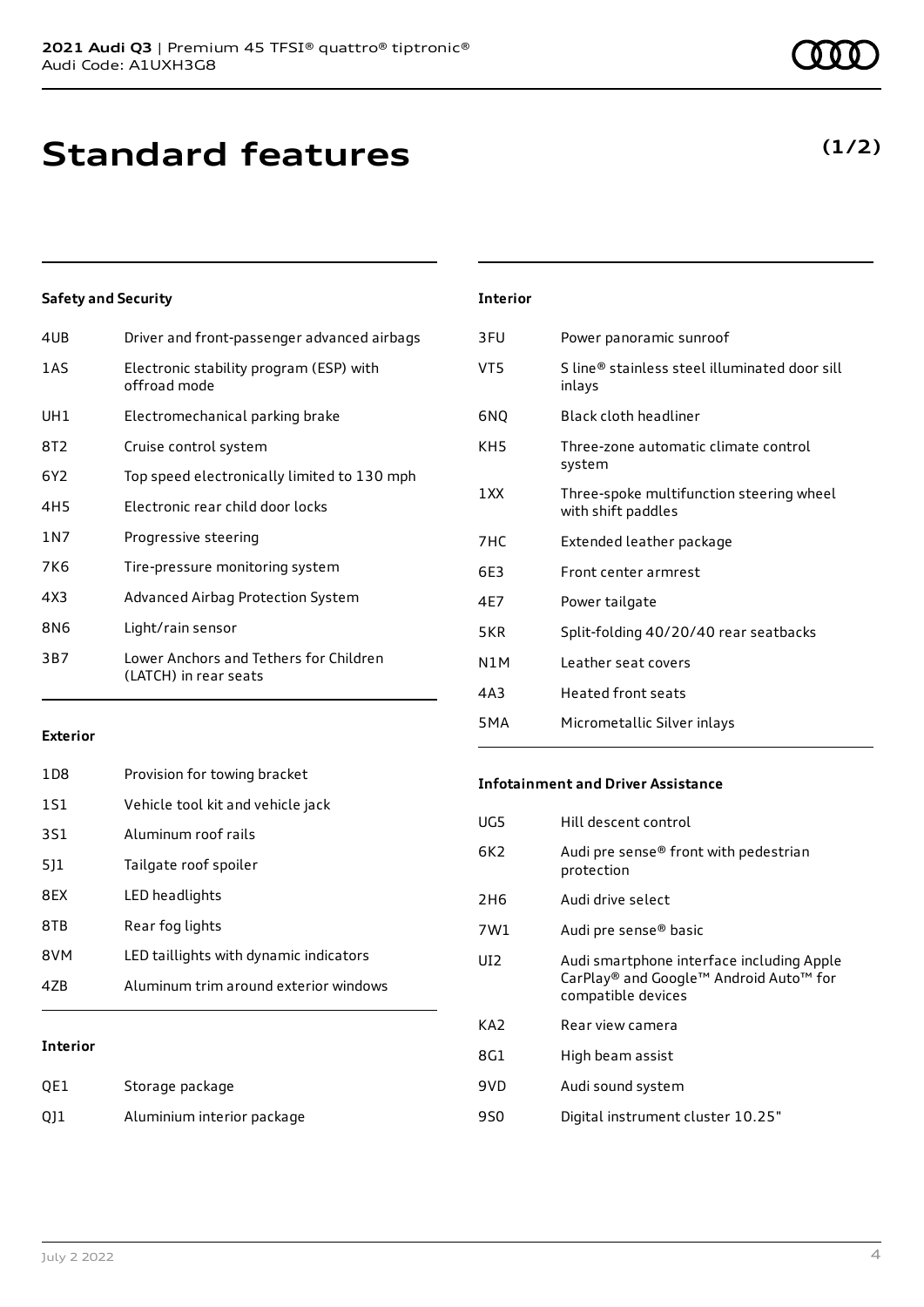# Standard features

**(1/2)**

### Safety and Security

| | |
|---|---|
| 4UB | Driver and front-passenger advanced airbags |
| 1AS | Electronic stability program (ESP) with offroad mode |
| UH1 | Electromechanical parking brake |
| 8T2 | Cruise control system |
| 6Y2 | Top speed electronically limited to 130 mph |
| 4H5 | Electronic rear child door locks |
| 1N7 | Progressive steering |
| 7K6 | Tire-pressure monitoring system |
| 4X3 | Advanced Airbag Protection System |
| 8N6 | Light/rain sensor |
| 3B7 | Lower Anchors and Tethers for Children (LATCH) in rear seats |

### Exterior

| | |
|---|---|
| 1D8 | Provision for towing bracket |
| 1S1 | Vehicle tool kit and vehicle jack |
| 3S1 | Aluminum roof rails |
| 5J1 | Tailgate roof spoiler |
| 8EX | LED headlights |
| 8TB | Rear fog lights |
| 8VM | LED taillights with dynamic indicators |
| 4ZB | Aluminum trim around exterior windows |

### Interior

| | |
|---|---|
| QE1 | Storage package |
| QJ1 | Aluminium interior package |
| 3FU | Power panoramic sunroof |
| VT5 | S line® stainless steel illuminated door sill inlays |
| 6NQ | Black cloth headliner |
| KH5 | Three-zone automatic climate control system |
| 1XX | Three-spoke multifunction steering wheel with shift paddles |
| 7HC | Extended leather package |
| 6E3 | Front center armrest |
| 4E7 | Power tailgate |
| 5KR | Split-folding 40/20/40 rear seatbacks |
| N1M | Leather seat covers |
| 4A3 | Heated front seats |
| 5MA | Micrometallic Silver inlays |

### Infotainment and Driver Assistance

| | |
|---|---|
| UG5 | Hill descent control |
| 6K2 | Audi pre sense® front with pedestrian protection |
| 2H6 | Audi drive select |
| 7W1 | Audi pre sense® basic |
| UI2 | Audi smartphone interface including Apple CarPlay® and Google™ Android Auto™ for compatible devices |
| KA2 | Rear view camera |
| 8G1 | High beam assist |
| 9VD | Audi sound system |
| 9S0 | Digital instrument cluster 10.25" |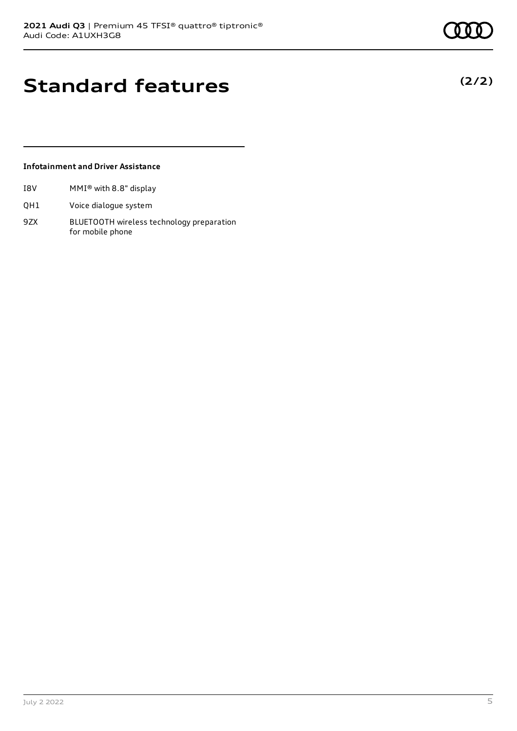# Standard features

**(2/2)**

### Infotainment and Driver Assistance

| | |
|---|---|
| I8V | MMI® with 8.8" display |
| QH1 | Voice dialogue system |
| 9ZX | BLUETOOTH wireless technology preparation for mobile phone |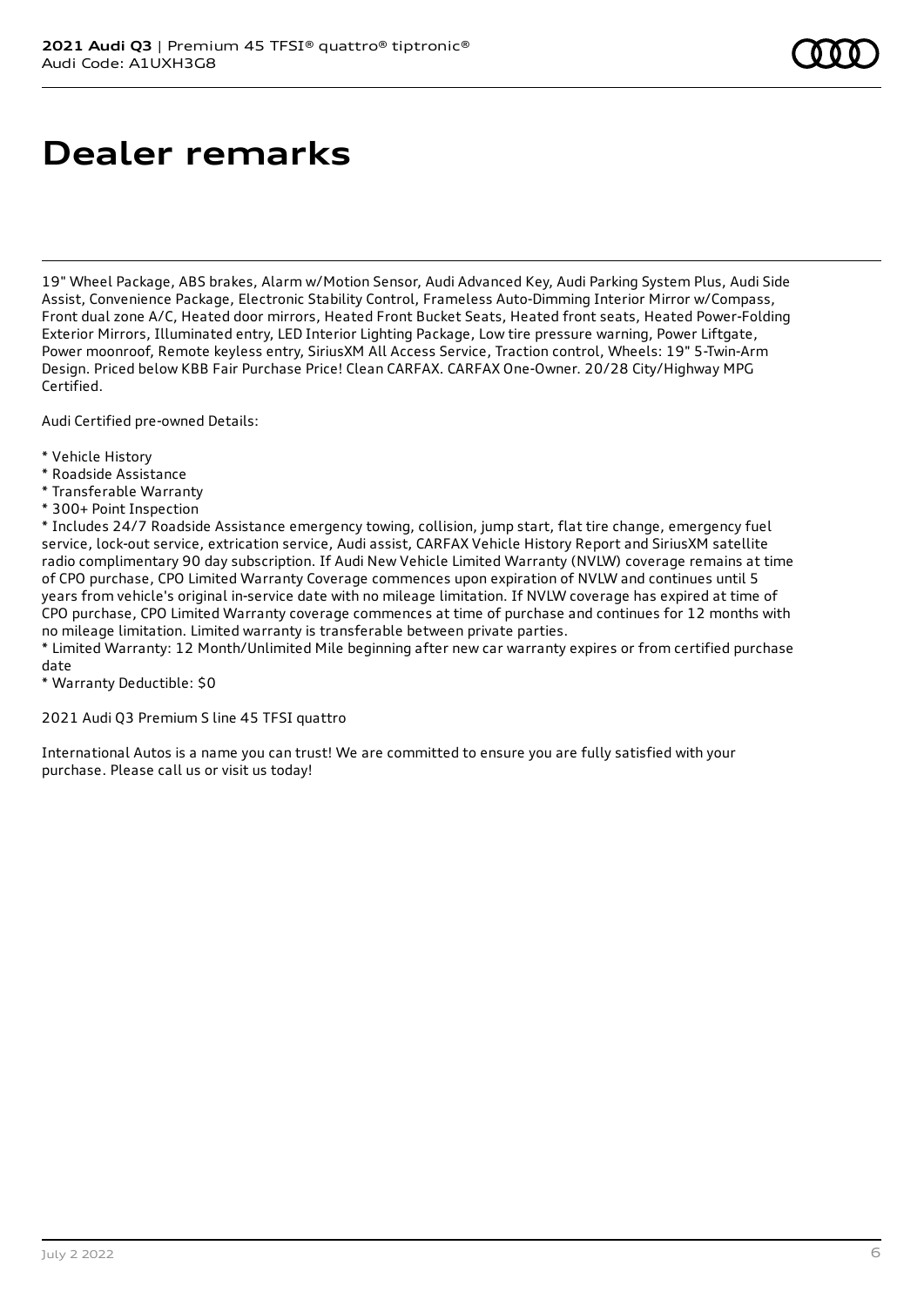# Dealer remarks

19" Wheel Package, ABS brakes, Alarm w/Motion Sensor, Audi Advanced Key, Audi Parking System Plus, Audi Side Assist, Convenience Package, Electronic Stability Control, Frameless Auto-Dimming Interior Mirror w/Compass, Front dual zone A/C, Heated door mirrors, Heated Front Bucket Seats, Heated front seats, Heated Power-Folding Exterior Mirrors, Illuminated entry, LED Interior Lighting Package, Low tire pressure warning, Power Liftgate, Power moonroof, Remote keyless entry, SiriusXM All Access Service, Traction control, Wheels: 19" 5-Twin-Arm Design. Priced below KBB Fair Purchase Price! Clean CARFAX. CARFAX One-Owner. 20/28 City/Highway MPG Certified.

Audi Certified pre-owned Details:

* Vehicle History
* Roadside Assistance
* Transferable Warranty
* 300+ Point Inspection
* Includes 24/7 Roadside Assistance emergency towing, collision, jump start, flat tire change, emergency fuel service, lock-out service, extrication service, Audi assist, CARFAX Vehicle History Report and SiriusXM satellite radio complimentary 90 day subscription. If Audi New Vehicle Limited Warranty (NVLW) coverage remains at time of CPO purchase, CPO Limited Warranty Coverage commences upon expiration of NVLW and continues until 5 years from vehicle's original in-service date with no mileage limitation. If NVLW coverage has expired at time of CPO purchase, CPO Limited Warranty coverage commences at time of purchase and continues for 12 months with no mileage limitation. Limited warranty is transferable between private parties.
* Limited Warranty: 12 Month/Unlimited Mile beginning after new car warranty expires or from certified purchase date
* Warranty Deductible: $0

2021 Audi Q3 Premium S line 45 TFSI quattro

International Autos is a name you can trust! We are committed to ensure you are fully satisfied with your purchase. Please call us or visit us today!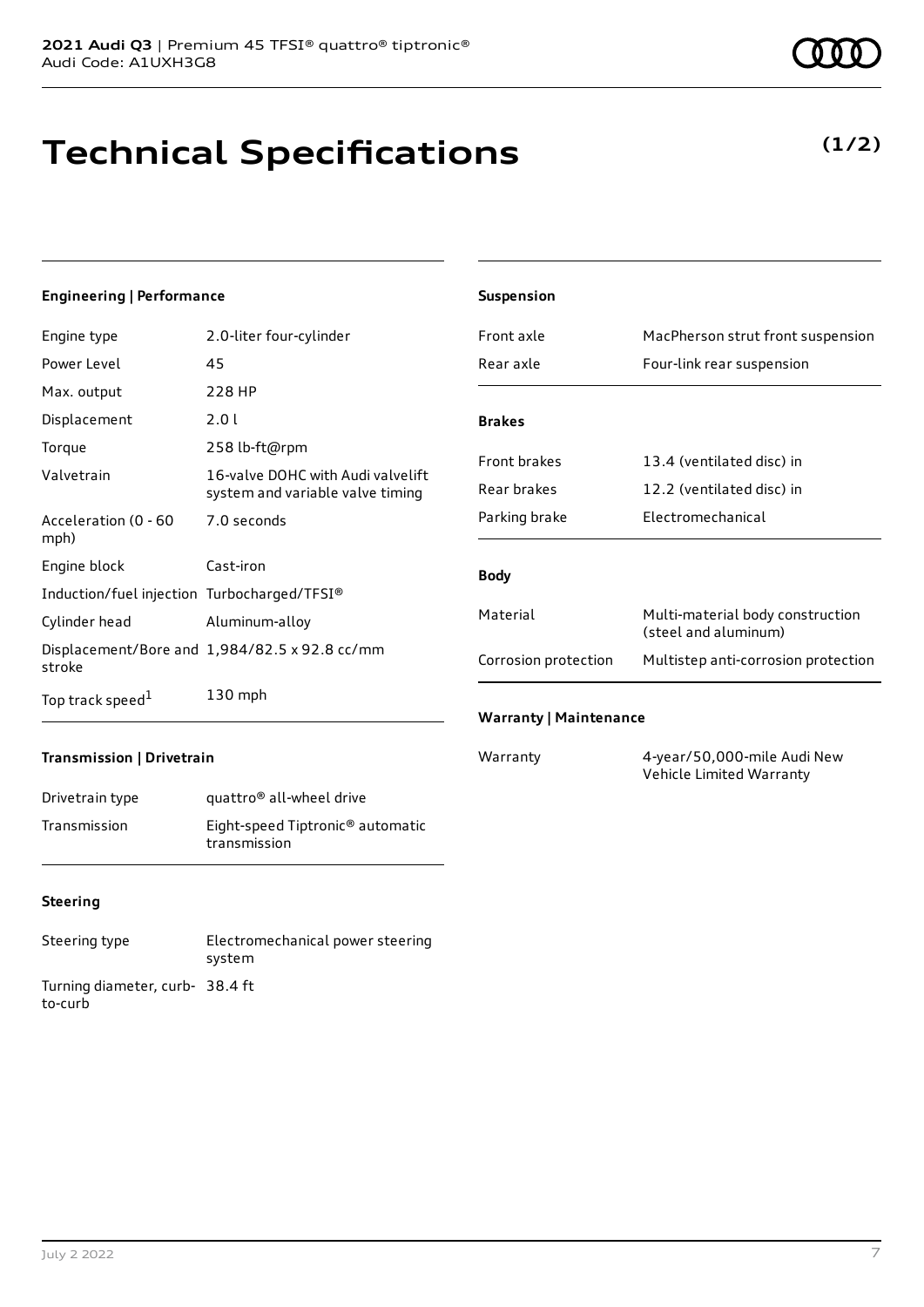**2021 Audi Q3** | Premium 45 TFSI® quattro® tiptronic®
Audi Code: A1UXH3G8

# Technical Specifications

**(1/2)**

### Engineering | Performance

| | |
|---|---|
| Engine type | 2.0-liter four-cylinder |
| Power Level | 45 |
| Max. output | 228 HP |
| Displacement | 2.0 l |
| Torque | 258 lb-ft@rpm |
| Valvetrain | 16-valve DOHC with Audi valvelift system and variable valve timing |
| Acceleration (0 - 60 mph) | 7.0 seconds |
| Engine block | Cast-iron |
| Induction/fuel injection | Turbocharged/TFSI® |
| Cylinder head | Aluminum-alloy |
| Displacement/Bore and stroke | 1,984/82.5 x 92.8 cc/mm |
| Top track speed[1] | 130 mph |

### Transmission | Drivetrain

| | |
|---|---|
| Drivetrain type | quattro® all-wheel drive |
| Transmission | Eight-speed Tiptronic® automatic transmission |

### Steering

| | |
|---|---|
| Steering type | Electromechanical power steering system |
| Turning diameter, curb-to-curb | 38.4 ft |

### Suspension

| | |
|---|---|
| Front axle | MacPherson strut front suspension |
| Rear axle | Four-link rear suspension |

### Brakes

| | |
|---|---|
| Front brakes | 13.4 (ventilated disc) in |
| Rear brakes | 12.2 (ventilated disc) in |
| Parking brake | Electromechanical |

### Body

| | |
|---|---|
| Material | Multi-material body construction (steel and aluminum) |
| Corrosion protection | Multistep anti-corrosion protection |

### Warranty | Maintenance

| | |
|---|---|
| Warranty | 4-year/50,000-mile Audi New Vehicle Limited Warranty |

July 2 2022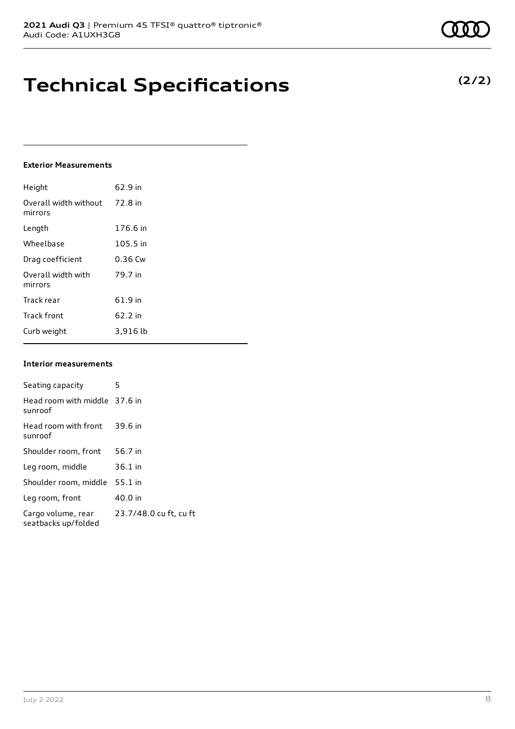# Technical Specifications

**(2/2)**

### Exterior Measurements

| | |
|---|---|
| Height | 62.9 in |
| Overall width without mirrors | 72.8 in |
| Length | 176.6 in |
| Wheelbase | 105.5 in |
| Drag coefficient | 0.36 Cw |
| Overall width with mirrors | 79.7 in |
| Track rear | 61.9 in |
| Track front | 62.2 in |
| Curb weight | 3,916 lb |

### Interior measurements

| | |
|---|---|
| Seating capacity | 5 |
| Head room with middle sunroof | 37.6 in |
| Head room with front sunroof | 39.6 in |
| Shoulder room, front | 56.7 in |
| Leg room, middle | 36.1 in |
| Shoulder room, middle | 55.1 in |
| Leg room, front | 40.0 in |
| Cargo volume, rear seatbacks up/folded | 23.7/48.0 cu ft, cu ft |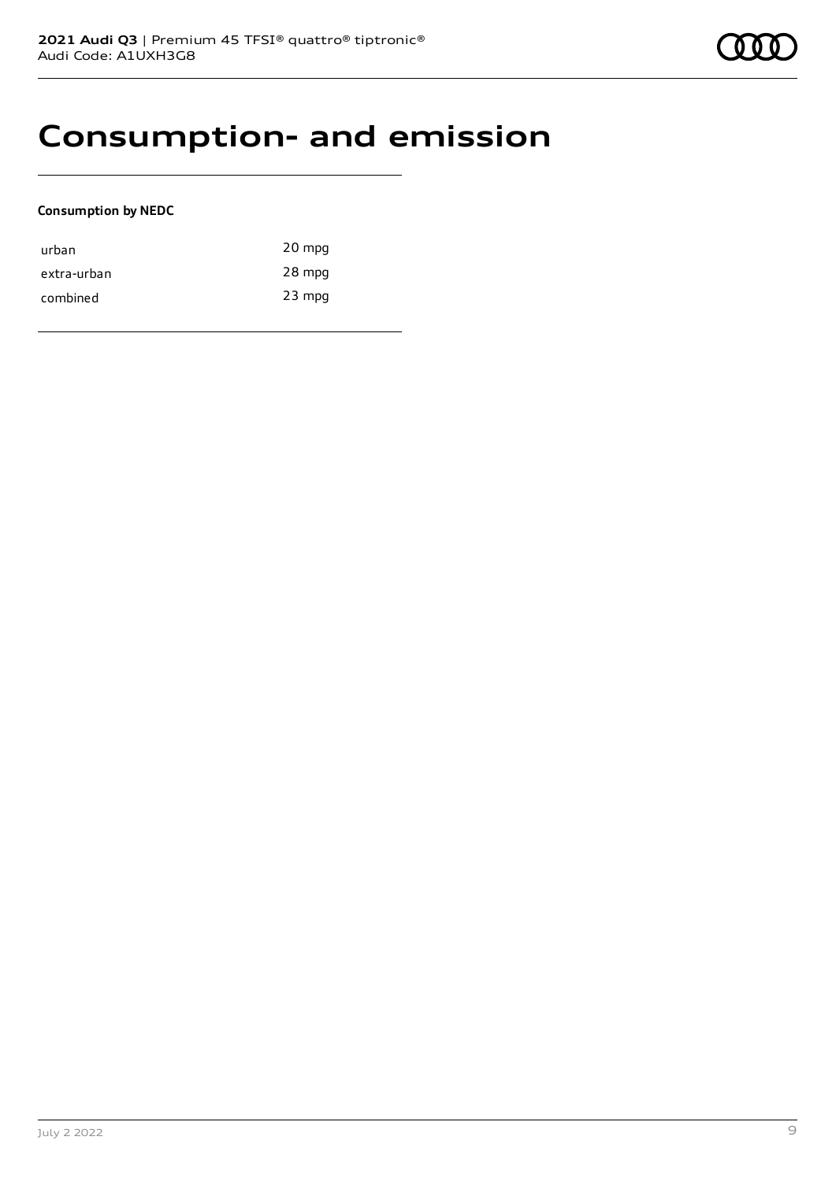# Consumption- and emission

**Consumption by NEDC**

| | |
|---|---|
| urban | 20 mpg |
| extra-urban | 28 mpg |
| combined | 23 mpg |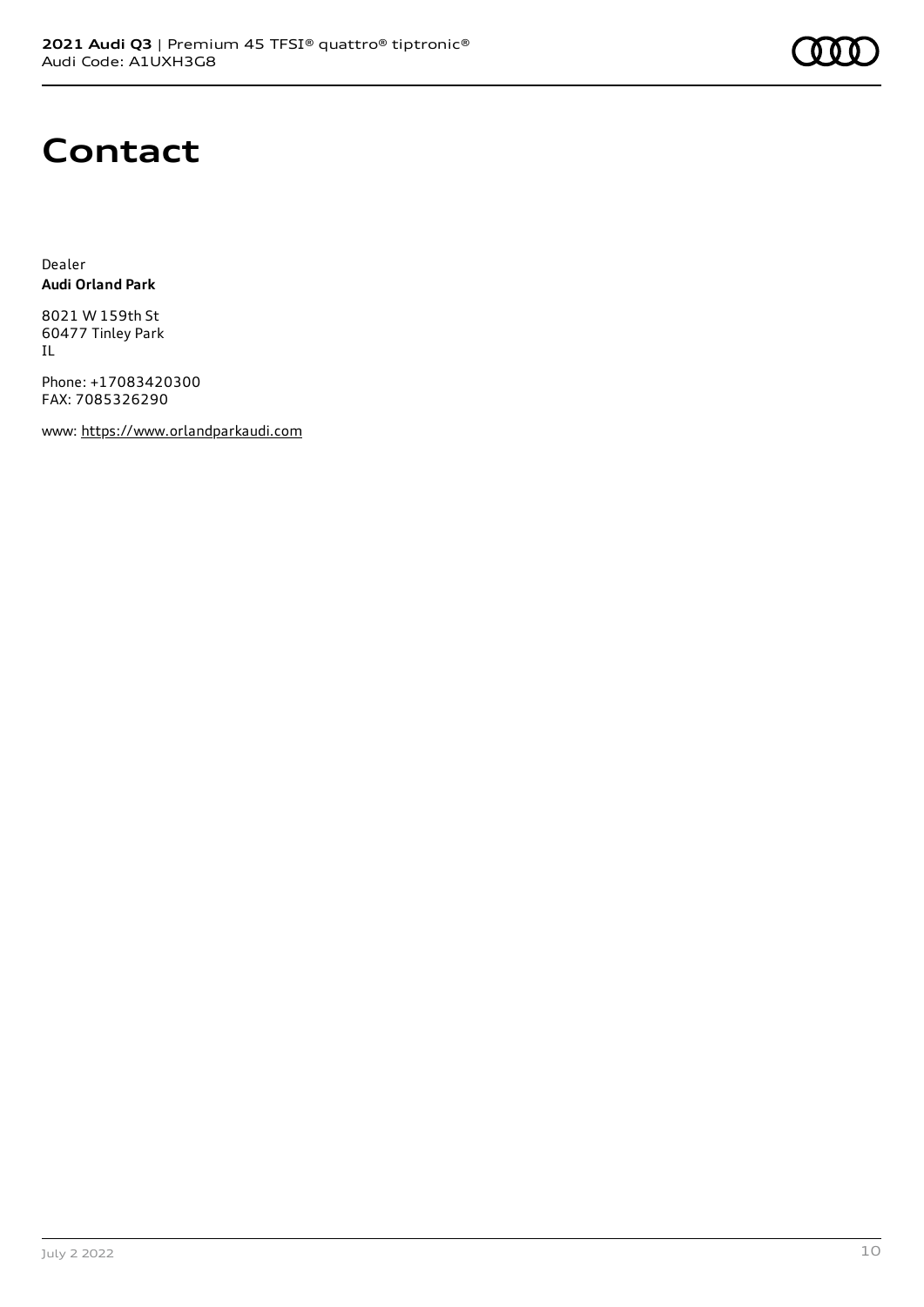# Contact

Dealer
**Audi Orland Park**

8021 W 159th St
60477 Tinley Park
IL

Phone: +17083420300
FAX: 7085326290

www: https://www.orlandparkaudi.com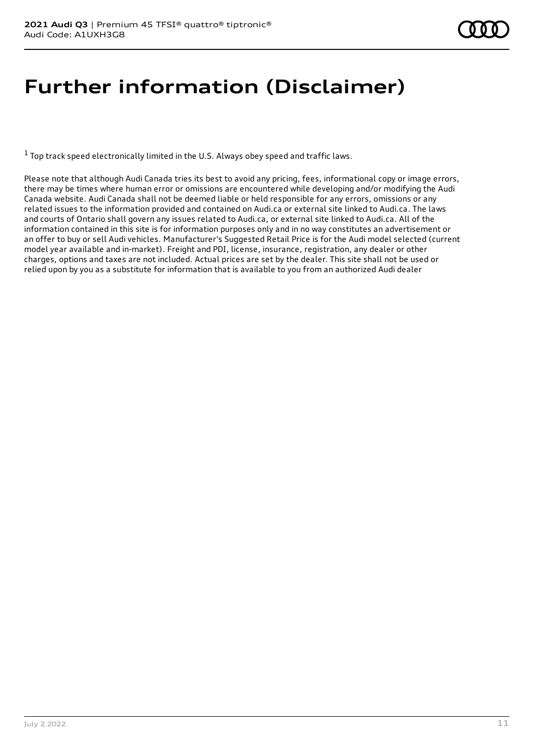# Further information (Disclaimer)

[1] Top track speed electronically limited in the U.S. Always obey speed and traffic laws.

Please note that although Audi Canada tries its best to avoid any pricing, fees, informational copy or image errors, there may be times where human error or omissions are encountered while developing and/or modifying the Audi Canada website. Audi Canada shall not be deemed liable or held responsible for any errors, omissions or any related issues to the information provided and contained on Audi.ca or external site linked to Audi.ca. The laws and courts of Ontario shall govern any issues related to Audi.ca, or external site linked to Audi.ca. All of the information contained in this site is for information purposes only and in no way constitutes an advertisement or an offer to buy or sell Audi vehicles. Manufacturer's Suggested Retail Price is for the Audi model selected (current model year available and in-market). Freight and PDI, license, insurance, registration, any dealer or other charges, options and taxes are not included. Actual prices are set by the dealer. This site shall not be used or relied upon by you as a substitute for information that is available to you from an authorized Audi dealer